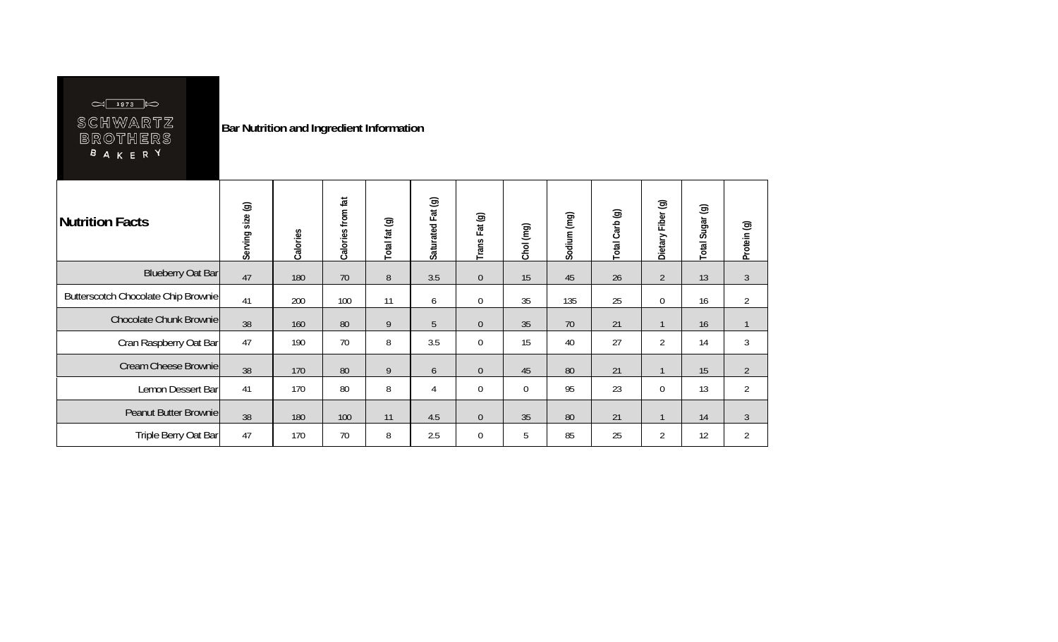SCHWARTZ BROTHERS BAKERY 1973

**Bar Nutrition and Ingredient Information**

| Nutrition Facts | Serving size (g) | Calories | Calories from fat | Total fat (g) | Saturated Fat (g) | Trans Fat (g) | Chol (mg) | Sodium (mg) | Total Carb (g) | Dietary Fiber (g) | Total Sugar (g) | Protein (g) |
|---|---|---|---|---|---|---|---|---|---|---|---|---|
| Blueberry Oat Bar | 47 | 180 | 70 | 8 | 3.5 | 0 | 15 | 45 | 26 | 2 | 13 | 3 |
| Butterscotch Chocolate Chip Brownie | 41 | 200 | 100 | 11 | 6 | 0 | 35 | 135 | 25 | 0 | 16 | 2 |
| Chocolate Chunk Brownie | 38 | 160 | 80 | 9 | 5 | 0 | 35 | 70 | 21 | 1 | 16 | 1 |
| Cran Raspberry Oat Bar | 47 | 190 | 70 | 8 | 3.5 | 0 | 15 | 40 | 27 | 2 | 14 | 3 |
| Cream Cheese Brownie | 38 | 170 | 80 | 9 | 6 | 0 | 45 | 80 | 21 | 1 | 15 | 2 |
| Lemon Dessert Bar | 41 | 170 | 80 | 8 | 4 | 0 | 0 | 95 | 23 | 0 | 13 | 2 |
| Peanut Butter Brownie | 38 | 180 | 100 | 11 | 4.5 | 0 | 35 | 80 | 21 | 1 | 14 | 3 |
| Triple Berry Oat Bar | 47 | 170 | 70 | 8 | 2.5 | 0 | 5 | 85 | 25 | 2 | 12 | 2 |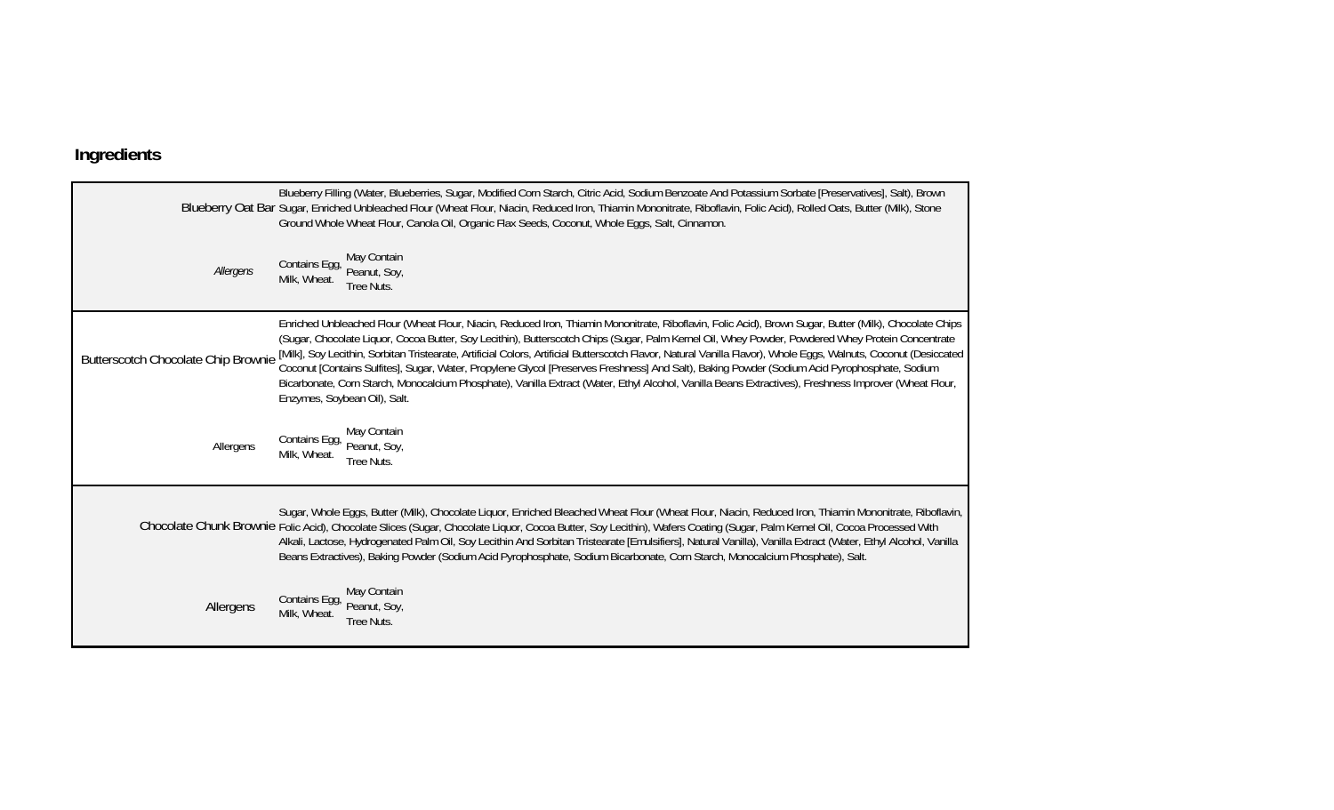## Ingredients

| | |
|---|---|
| Blueberry Oat Bar | Blueberry Filling (Water, Blueberries, Sugar, Modified Corn Starch, Citric Acid, Sodium Benzoate And Potassium Sorbate [Preservatives], Salt), Brown Sugar, Enriched Unbleached Flour (Wheat Flour, Niacin, Reduced Iron, Thiamin Mononitrate, Riboflavin, Folic Acid), Rolled Oats, Butter (Milk), Stone Ground Whole Wheat Flour, Canola Oil, Organic Flax Seeds, Coconut, Whole Eggs, Salt, Cinnamon. |
| *Allergens* | Contains Egg, Milk, Wheat. May Contain Peanut, Soy, Tree Nuts. |
| Butterscotch Chocolate Chip Brownie | Enriched Unbleached Flour (Wheat Flour, Niacin, Reduced Iron, Thiamin Mononitrate, Riboflavin, Folic Acid), Brown Sugar, Butter (Milk), Chocolate Chips (Sugar, Chocolate Liquor, Cocoa Butter, Soy Lecithin), Butterscotch Chips (Sugar, Palm Kernel Oil, Whey Powder, Powdered Whey Protein Concentrate [Milk], Soy Lecithin, Sorbitan Tristearate, Artificial Colors, Artificial Butterscotch Flavor, Natural Vanilla Flavor), Whole Eggs, Walnuts, Coconut (Desiccated Coconut [Contains Sulfites], Sugar, Water, Propylene Glycol [Preserves Freshness] And Salt), Baking Powder (Sodium Acid Pyrophosphate, Sodium Bicarbonate, Corn Starch, Monocalcium Phosphate), Vanilla Extract (Water, Ethyl Alcohol, Vanilla Beans Extractives), Freshness Improver (Wheat Flour, Enzymes, Soybean Oil), Salt. |
| Allergens | Contains Egg, Milk, Wheat. May Contain Peanut, Soy, Tree Nuts. |
| Chocolate Chunk Brownie | Sugar, Whole Eggs, Butter (Milk), Chocolate Liquor, Enriched Bleached Wheat Flour (Wheat Flour, Niacin, Reduced Iron, Thiamin Mononitrate, Riboflavin, Folic Acid), Chocolate Slices (Sugar, Chocolate Liquor, Cocoa Butter, Soy Lecithin), Wafers Coating (Sugar, Palm Kernel Oil, Cocoa Processed With Alkali, Lactose, Hydrogenated Palm Oil, Soy Lecithin And Sorbitan Tristearate [Emulsifiers], Natural Vanilla), Vanilla Extract (Water, Ethyl Alcohol, Vanilla Beans Extractives), Baking Powder (Sodium Acid Pyrophosphate, Sodium Bicarbonate, Corn Starch, Monocalcium Phosphate), Salt. |
| Allergens | Contains Egg, Milk, Wheat. May Contain Peanut, Soy, Tree Nuts. |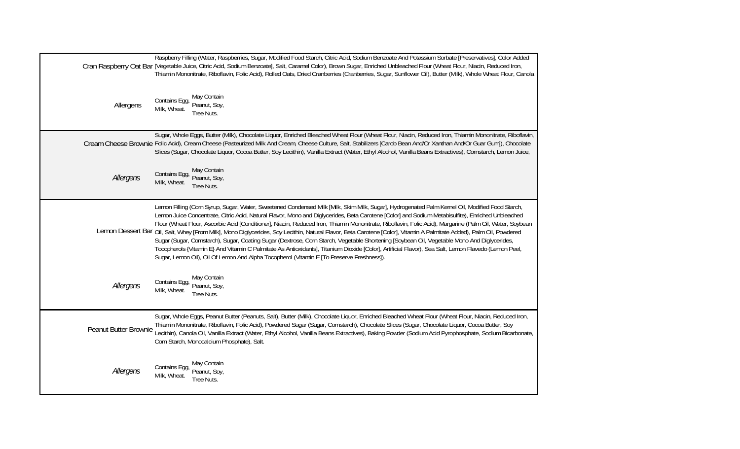| | | |
|---|---|---|
| Cran Raspberry Oat Bar | Raspberry Filling (Water, Raspberries, Sugar, Modified Food Starch, Citric Acid, Sodium Benzoate And Potassium Sorbate [Preservatives], Color Added [Vegetable Juice, Citric Acid, Sodium Benzoate], Salt, Caramel Color), Brown Sugar, Enriched Unbleached Flour (Wheat Flour, Niacin, Reduced Iron, Thiamin Mononitrate, Riboflavin, Folic Acid), Rolled Oats, Dried Cranberries (Cranberries, Sugar, Sunflower Oil), Butter (Milk), Whole Wheat Flour, Canola | |
| Allergens | Contains Egg, Milk, Wheat. | May Contain Peanut, Soy, Tree Nuts. |
| Cream Cheese Brownie | Sugar, Whole Eggs, Butter (Milk), Chocolate Liquor, Enriched Bleached Wheat Flour (Wheat Flour, Niacin, Reduced Iron, Thiamin Mononitrate, Riboflavin, Folic Acid), Cream Cheese (Pasteurized Milk And Cream, Cheese Culture, Salt, Stabilizers [Carob Bean And/Or Xanthan And/Or Guar Gum]), Chocolate Slices (Sugar, Chocolate Liquor, Cocoa Butter, Soy Lecithin), Vanilla Extract (Water, Ethyl Alcohol, Vanilla Beans Extractives), Cornstarch, Lemon Juice, | |
| *Allergens* | Contains Egg, Milk, Wheat. | May Contain Peanut, Soy, Tree Nuts. |
| Lemon Dessert Bar | Lemon Filling (Corn Syrup, Sugar, Water, Sweetened Condensed Milk [Milk, Skim Milk, Sugar], Hydrogenated Palm Kernel Oil, Modified Food Starch, Lemon Juice Concentrate, Citric Acid, Natural Flavor, Mono and Diglycerides, Beta Carotene [Color] and Sodium Metabisulfite), Enriched Unbleached Flour (Wheat Flour, Ascorbic Acid [Conditioner], Niacin, Reduced Iron, Thiamin Mononitrate, Riboflavin, Folic Acid), Margarine (Palm Oil, Water, Soybean Oil, Salt, Whey [From Milk], Mono Diglycerides, Soy Lecithin, Natural Flavor, Beta Carotene [Color], Vitamin A Palmitate Added), Palm Oil, Powdered Sugar (Sugar, Cornstarch), Sugar, Coating Sugar (Dextrose, Corn Starch, Vegetable Shortening [Soybean Oil, Vegetable Mono And Diglycerides, Tocopherols {Vitamin E} And Vitamin C Palmitate As Antioxidants], Titanium Dioxide [Color], Artificial Flavor), Sea Salt, Lemon Flavedo (Lemon Peel, Sugar, Lemon Oil), Oil Of Lemon And Alpha Tocopherol (Vitamin E [To Preserve Freshness]). | |
| *Allergens* | Contains Egg, Milk, Wheat. | May Contain Peanut, Soy, Tree Nuts. |
| Peanut Butter Brownie | Sugar, Whole Eggs, Peanut Butter (Peanuts, Salt), Butter (Milk), Chocolate Liquor, Enriched Bleached Wheat Flour (Wheat Flour, Niacin, Reduced Iron, Thiamin Mononitrate, Riboflavin, Folic Acid), Powdered Sugar (Sugar, Cornstarch), Chocolate Slices (Sugar, Chocolate Liquor, Cocoa Butter, Soy Lecithin), Canola Oil, Vanilla Extract (Water, Ethyl Alcohol, Vanilla Beans Extractives), Baking Powder (Sodium Acid Pyrophosphate, Sodium Bicarbonate, Corn Starch, Monocalcium Phosphate), Salt. | |
| *Allergens* | Contains Egg, Milk, Wheat. | May Contain Peanut, Soy, Tree Nuts. |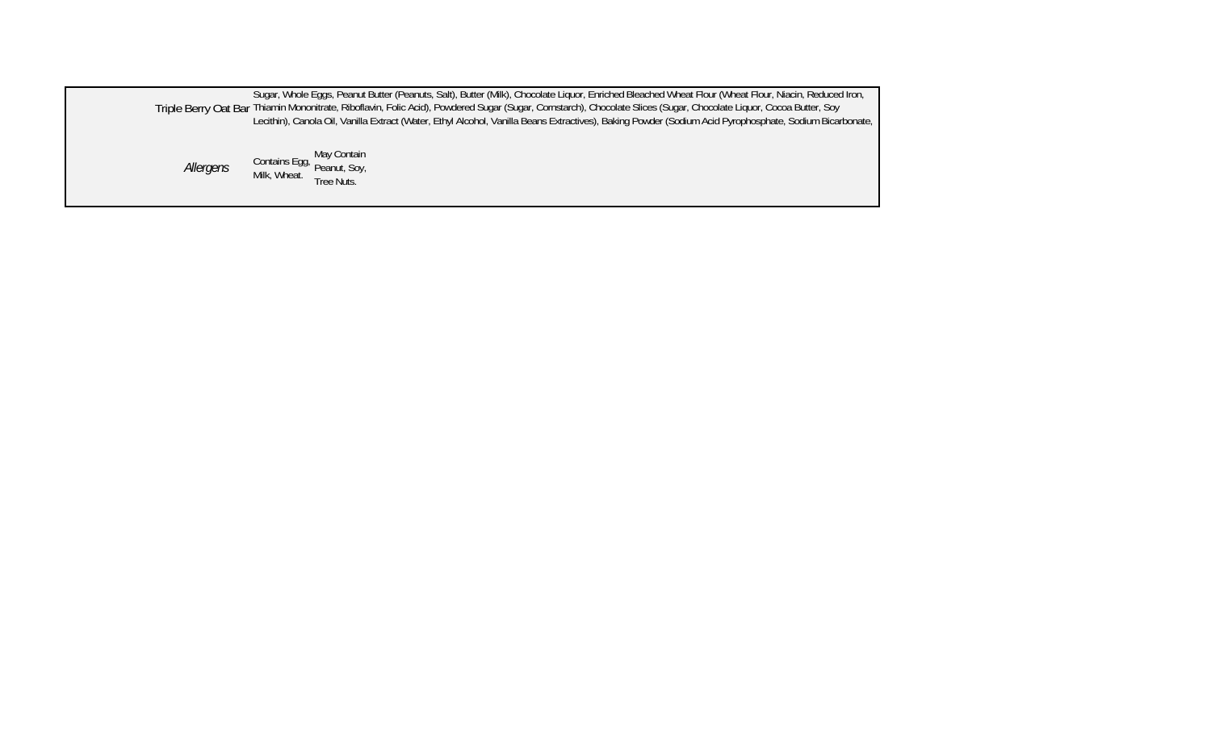| | | |
|---|---|---|
| Triple Berry Oat Bar | Sugar, Whole Eggs, Peanut Butter (Peanuts, Salt), Butter (Milk), Chocolate Liquor, Enriched Bleached Wheat Flour (Wheat Flour, Niacin, Reduced Iron, Thiamin Mononitrate, Riboflavin, Folic Acid), Powdered Sugar (Sugar, Cornstarch), Chocolate Slices (Sugar, Chocolate Liquor, Cocoa Butter, Soy Lecithin), Canola Oil, Vanilla Extract (Water, Ethyl Alcohol, Vanilla Beans Extractives), Baking Powder (Sodium Acid Pyrophosphate, Sodium Bicarbonate, | |
| *Allergens* | Contains Egg, Milk, Wheat. | May Contain Peanut, Soy, Tree Nuts. |